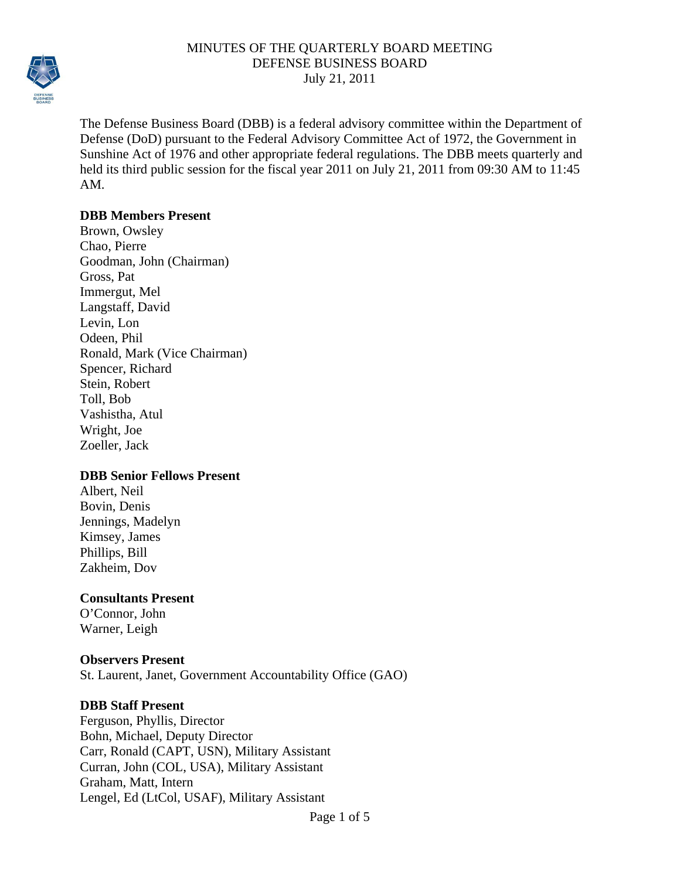# MINUTES OF THE QUARTERLY BOARD MEETING
# DEFENSE BUSINESS BOARD
# July 21, 2011

The Defense Business Board (DBB) is a federal advisory committee within the Department of Defense (DoD) pursuant to the Federal Advisory Committee Act of 1972, the Government in Sunshine Act of 1976 and other appropriate federal regulations. The DBB meets quarterly and held its third public session for the fiscal year 2011 on July 21, 2011 from 09:30 AM to 11:45 AM.

**DBB Members Present**
Brown, Owsley
Chao, Pierre
Goodman, John (Chairman)
Gross, Pat
Immergut, Mel
Langstaff, David
Levin, Lon
Odeen, Phil
Ronald, Mark (Vice Chairman)
Spencer, Richard
Stein, Robert
Toll, Bob
Vashistha, Atul
Wright, Joe
Zoeller, Jack

**DBB Senior Fellows Present**
Albert, Neil
Bovin, Denis
Jennings, Madelyn
Kimsey, James
Phillips, Bill
Zakheim, Dov

**Consultants Present**
O'Connor, John
Warner, Leigh

**Observers Present**
St. Laurent, Janet, Government Accountability Office (GAO)

**DBB Staff Present**
Ferguson, Phyllis, Director
Bohn, Michael, Deputy Director
Carr, Ronald (CAPT, USN), Military Assistant
Curran, John (COL, USA), Military Assistant
Graham, Matt, Intern
Lengel, Ed (LtCol, USAF), Military Assistant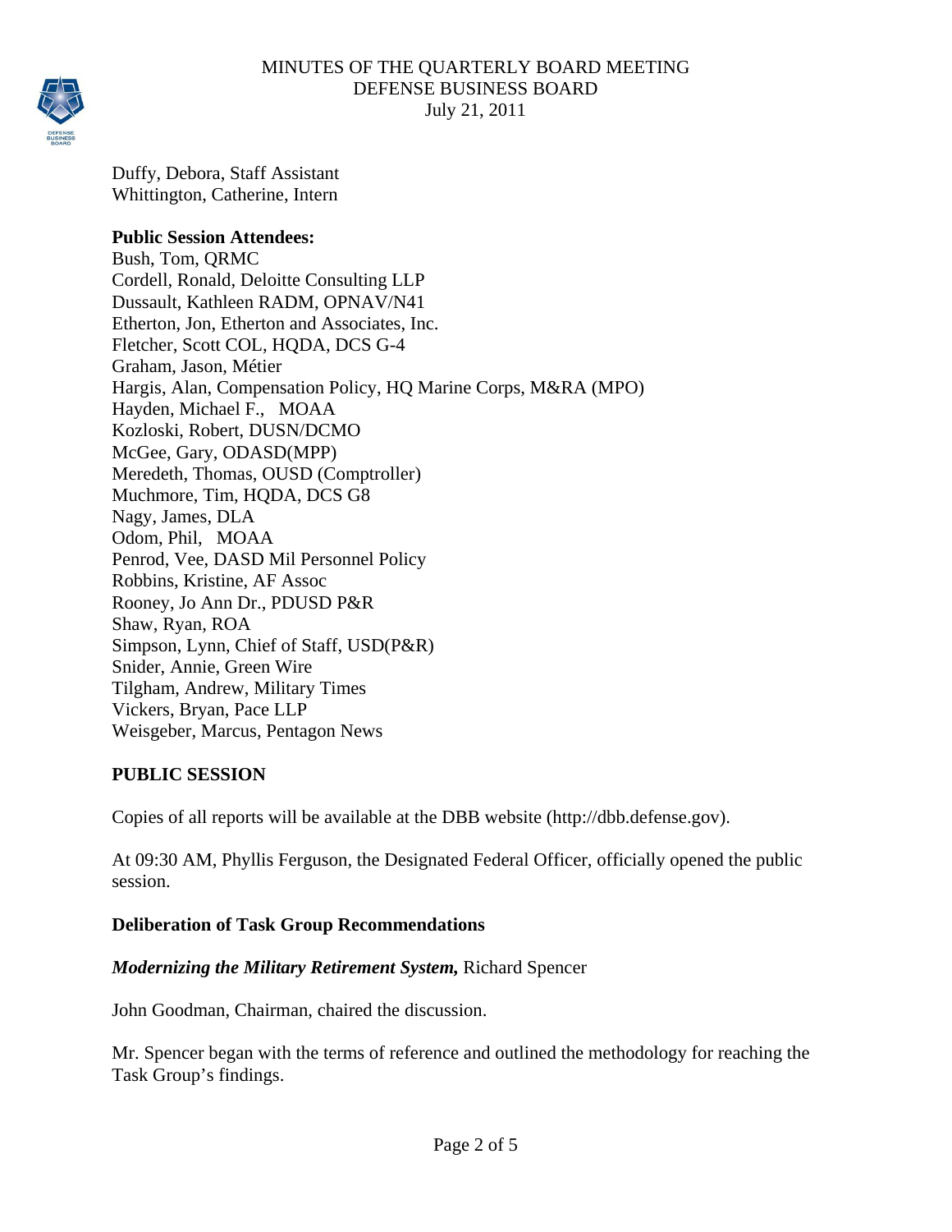Duffy, Debora, Staff Assistant
Whittington, Catherine, Intern

**Public Session Attendees:**
Bush, Tom, QRMC
Cordell, Ronald, Deloitte Consulting LLP
Dussault, Kathleen RADM, OPNAV/N41
Etherton, Jon, Etherton and Associates, Inc.
Fletcher, Scott COL, HQDA, DCS G-4
Graham, Jason, Métier
Hargis, Alan, Compensation Policy, HQ Marine Corps, M&RA (MPO)
Hayden, Michael F., MOAA
Kozloski, Robert, DUSN/DCMO
McGee, Gary, ODASD(MPP)
Meredeth, Thomas, OUSD (Comptroller)
Muchmore, Tim, HQDA, DCS G8
Nagy, James, DLA
Odom, Phil, MOAA
Penrod, Vee, DASD Mil Personnel Policy
Robbins, Kristine, AF Assoc
Rooney, Jo Ann Dr., PDUSD P&R
Shaw, Ryan, ROA
Simpson, Lynn, Chief of Staff, USD(P&R)
Snider, Annie, Green Wire
Tilgham, Andrew, Military Times
Vickers, Bryan, Pace LLP
Weisgeber, Marcus, Pentagon News

**PUBLIC SESSION**

Copies of all reports will be available at the DBB website (http://dbb.defense.gov).

At 09:30 AM, Phyllis Ferguson, the Designated Federal Officer, officially opened the public session.

**Deliberation of Task Group Recommendations**

***Modernizing the Military Retirement System,*** Richard Spencer

John Goodman, Chairman, chaired the discussion.

Mr. Spencer began with the terms of reference and outlined the methodology for reaching the Task Group's findings.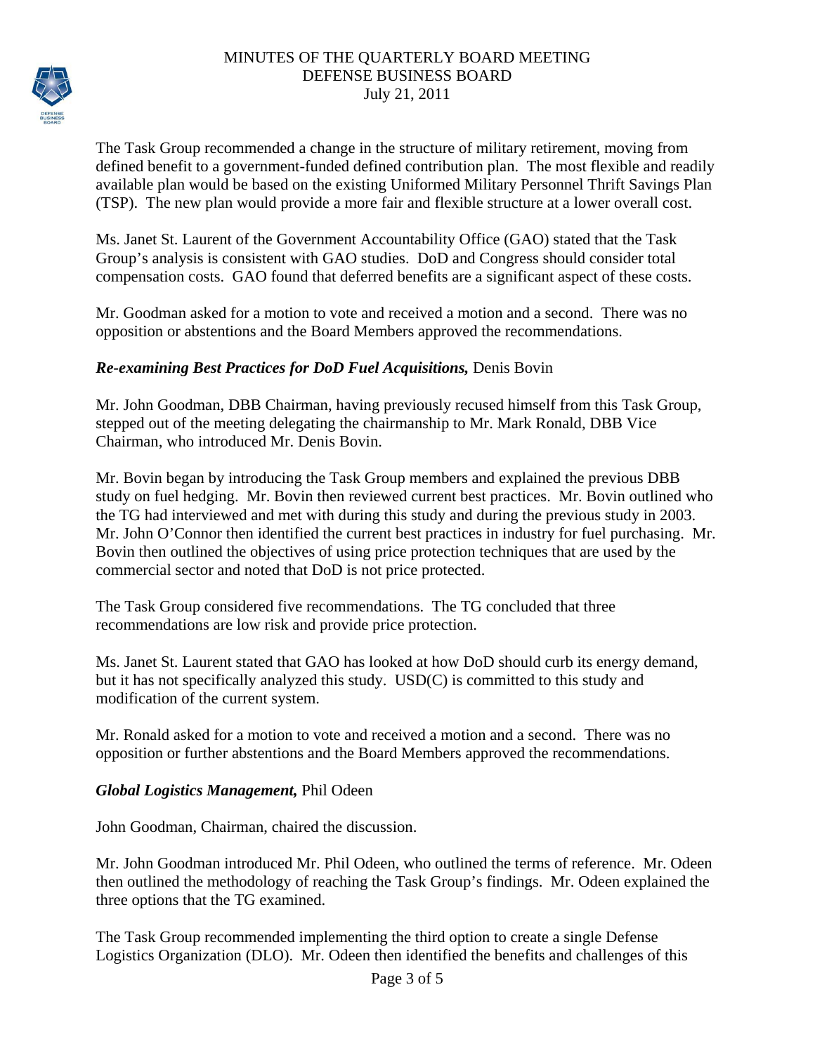The Task Group recommended a change in the structure of military retirement, moving from defined benefit to a government-funded defined contribution plan. The most flexible and readily available plan would be based on the existing Uniformed Military Personnel Thrift Savings Plan (TSP). The new plan would provide a more fair and flexible structure at a lower overall cost.

Ms. Janet St. Laurent of the Government Accountability Office (GAO) stated that the Task Group's analysis is consistent with GAO studies. DoD and Congress should consider total compensation costs. GAO found that deferred benefits are a significant aspect of these costs.

Mr. Goodman asked for a motion to vote and received a motion and a second. There was no opposition or abstentions and the Board Members approved the recommendations.

***Re-examining Best Practices for DoD Fuel Acquisitions,*** Denis Bovin

Mr. John Goodman, DBB Chairman, having previously recused himself from this Task Group, stepped out of the meeting delegating the chairmanship to Mr. Mark Ronald, DBB Vice Chairman, who introduced Mr. Denis Bovin.

Mr. Bovin began by introducing the Task Group members and explained the previous DBB study on fuel hedging. Mr. Bovin then reviewed current best practices. Mr. Bovin outlined who the TG had interviewed and met with during this study and during the previous study in 2003. Mr. John O'Connor then identified the current best practices in industry for fuel purchasing. Mr. Bovin then outlined the objectives of using price protection techniques that are used by the commercial sector and noted that DoD is not price protected.

The Task Group considered five recommendations. The TG concluded that three recommendations are low risk and provide price protection.

Ms. Janet St. Laurent stated that GAO has looked at how DoD should curb its energy demand, but it has not specifically analyzed this study. USD(C) is committed to this study and modification of the current system.

Mr. Ronald asked for a motion to vote and received a motion and a second. There was no opposition or further abstentions and the Board Members approved the recommendations.

***Global Logistics Management,*** Phil Odeen

John Goodman, Chairman, chaired the discussion.

Mr. John Goodman introduced Mr. Phil Odeen, who outlined the terms of reference. Mr. Odeen then outlined the methodology of reaching the Task Group's findings. Mr. Odeen explained the three options that the TG examined.

The Task Group recommended implementing the third option to create a single Defense Logistics Organization (DLO). Mr. Odeen then identified the benefits and challenges of this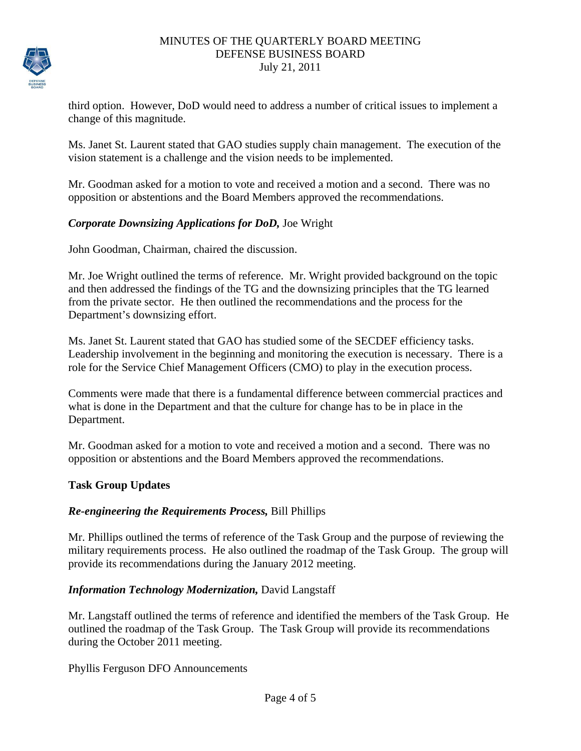third option. However, DoD would need to address a number of critical issues to implement a change of this magnitude.

Ms. Janet St. Laurent stated that GAO studies supply chain management. The execution of the vision statement is a challenge and the vision needs to be implemented.

Mr. Goodman asked for a motion to vote and received a motion and a second. There was no opposition or abstentions and the Board Members approved the recommendations.

***Corporate Downsizing Applications for DoD,*** Joe Wright

John Goodman, Chairman, chaired the discussion.

Mr. Joe Wright outlined the terms of reference. Mr. Wright provided background on the topic and then addressed the findings of the TG and the downsizing principles that the TG learned from the private sector. He then outlined the recommendations and the process for the Department's downsizing effort.

Ms. Janet St. Laurent stated that GAO has studied some of the SECDEF efficiency tasks. Leadership involvement in the beginning and monitoring the execution is necessary. There is a role for the Service Chief Management Officers (CMO) to play in the execution process.

Comments were made that there is a fundamental difference between commercial practices and what is done in the Department and that the culture for change has to be in place in the Department.

Mr. Goodman asked for a motion to vote and received a motion and a second. There was no opposition or abstentions and the Board Members approved the recommendations.

**Task Group Updates**

***Re-engineering the Requirements Process,*** Bill Phillips

Mr. Phillips outlined the terms of reference of the Task Group and the purpose of reviewing the military requirements process. He also outlined the roadmap of the Task Group. The group will provide its recommendations during the January 2012 meeting.

***Information Technology Modernization,*** David Langstaff

Mr. Langstaff outlined the terms of reference and identified the members of the Task Group. He outlined the roadmap of the Task Group. The Task Group will provide its recommendations during the October 2011 meeting.

Phyllis Ferguson DFO Announcements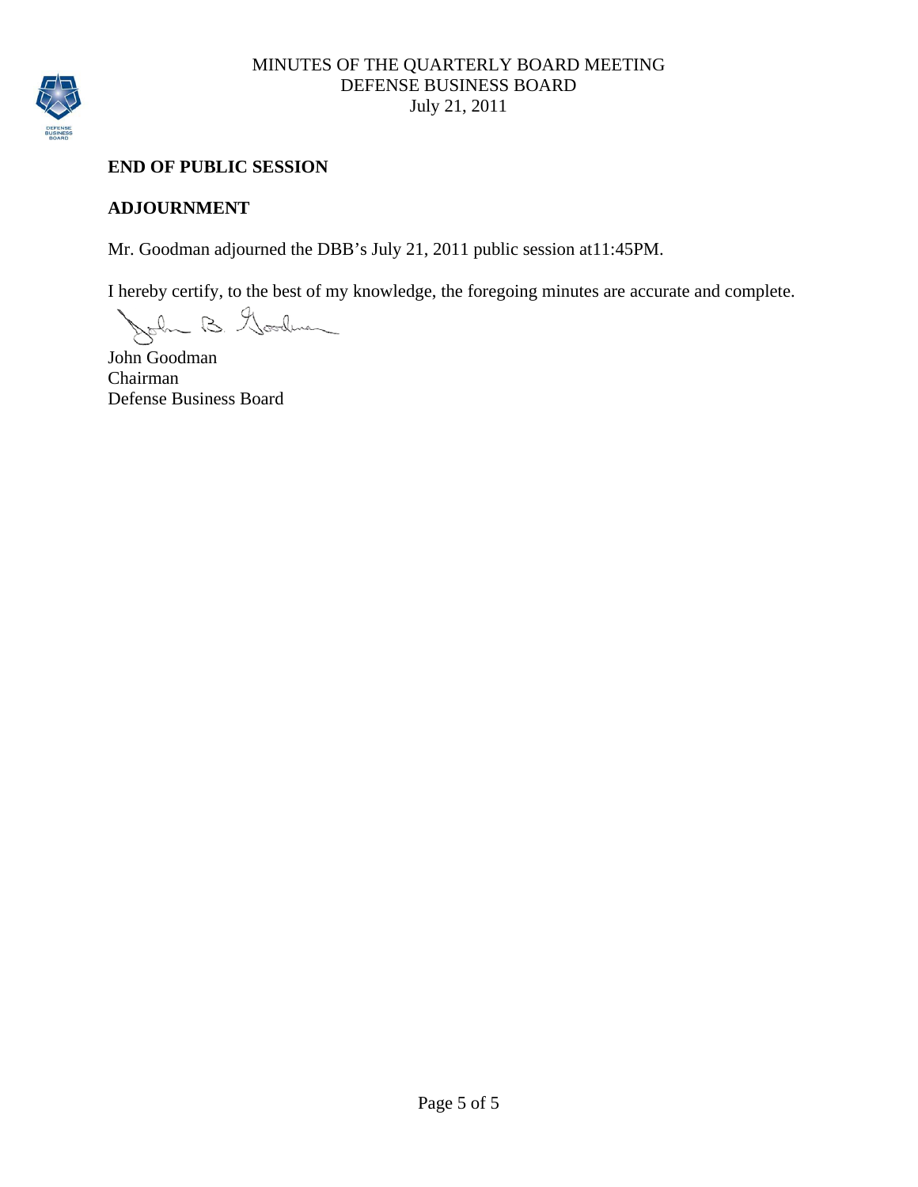**END OF PUBLIC SESSION**

**ADJOURNMENT**

Mr. Goodman adjourned the DBB's July 21, 2011 public session at11:45PM.

I hereby certify, to the best of my knowledge, the foregoing minutes are accurate and complete.

John Goodman
Chairman
Defense Business Board